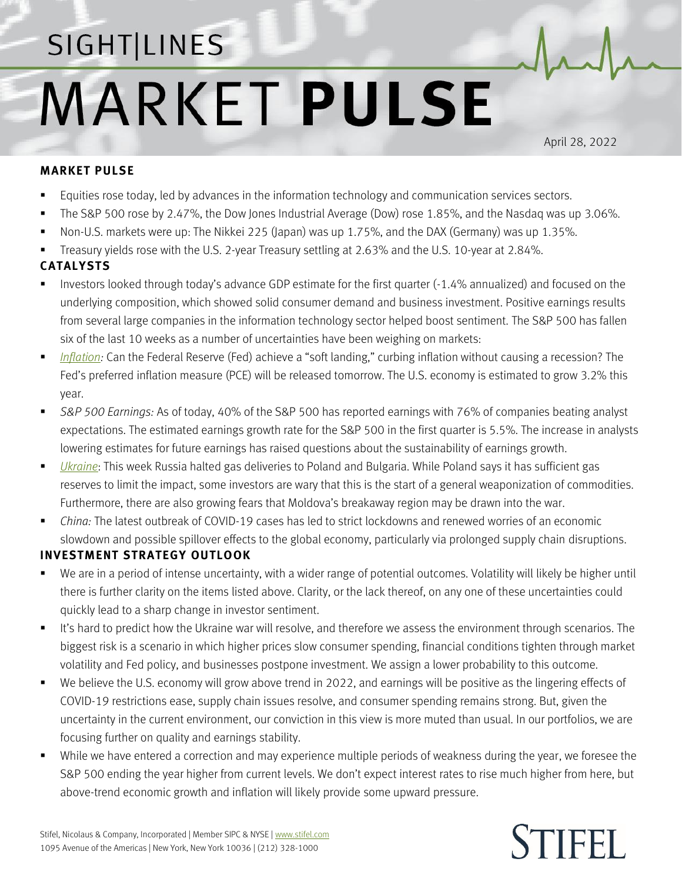# SIGHT|LINES MARKET PULSE

April 28, 2022

## MARKET PULSE

- Equities rose today, led by advances in the information technology and communication services sectors.
- The S&P 500 rose by 2.47%, the Dow Jones Industrial Average (Dow) rose 1.85%, and the Nasdaq was up 3.06%.
- Non-U.S. markets were up: The Nikkei 225 (Japan) was up 1.75%, and the DAX (Germany) was up 1.35%.
- Treasury yields rose with the U.S. 2-year Treasury settling at 2.63% and the U.S. 10-year at 2.84%.

## CATALYSTS

- Investors looked through today's advance GDP estimate for the first quarter (-1.4% annualized) and focused on the underlying composition, which showed solid consumer demand and business investment. Positive earnings results from several large companies in the information technology sector helped boost sentiment. The S&P 500 has fallen six of the last 10 weeks as a number of uncertainties have been weighing on markets:
- *Inflation:* Can the Federal Reserve (Fed) achieve a "soft landing," curbing inflation without causing a recession? The Fed's preferred inflation measure (PCE) will be released tomorrow. The U.S. economy is estimated to grow 3.2% this year.
- *S&P 500 Earnings:* As of today, 40% of the S&P 500 has reported earnings with 76% of companies beating analyst expectations. The estimated earnings growth rate for the S&P 500 in the first quarter is 5.5%. The increase in analysts lowering estimates for future earnings has raised questions about the sustainability of earnings growth.
- *Ukraine*: This week Russia halted gas deliveries to Poland and Bulgaria. While Poland says it has sufficient gas reserves to limit the impact, some investors are wary that this is the start of a general weaponization of commodities. Furthermore, there are also growing fears that Moldova's breakaway region may be drawn into the war.
- *China:* The latest outbreak of COVID-19 cases has led to strict lockdowns and renewed worries of an economic slowdown and possible spillover effects to the global economy, particularly via prolonged supply chain disruptions.

## INVESTMENT STRATEGY OUTLOOK

- We are in a period of intense uncertainty, with a wider range of potential outcomes. Volatility will likely be higher until there is further clarity on the items listed above. Clarity, or the lack thereof, on any one of these uncertainties could quickly lead to a sharp change in investor sentiment.
- It's hard to predict how the Ukraine war will resolve, and therefore we assess the environment through scenarios. The biggest risk is a scenario in which higher prices slow consumer spending, financial conditions tighten through market volatility and Fed policy, and businesses postpone investment. We assign a lower probability to this outcome.
- We believe the U.S. economy will grow above trend in 2022, and earnings will be positive as the lingering effects of COVID-19 restrictions ease, supply chain issues resolve, and consumer spending remains strong. But, given the uncertainty in the current environment, our conviction in this view is more muted than usual. In our portfolios, we are focusing further on quality and earnings stability.
- While we have entered a correction and may experience multiple periods of weakness during the year, we foresee the S&P 500 ending the year higher from current levels. We don't expect interest rates to rise much higher from here, but above-trend economic growth and inflation will likely provide some upward pressure.

Stifel, Nicolaus & Company, Incorporated | Member SIPC & NYSE | www.stifel.com
1095 Avenue of the Americas | New York, New York 10036 | (212) 328-1000

STIFEL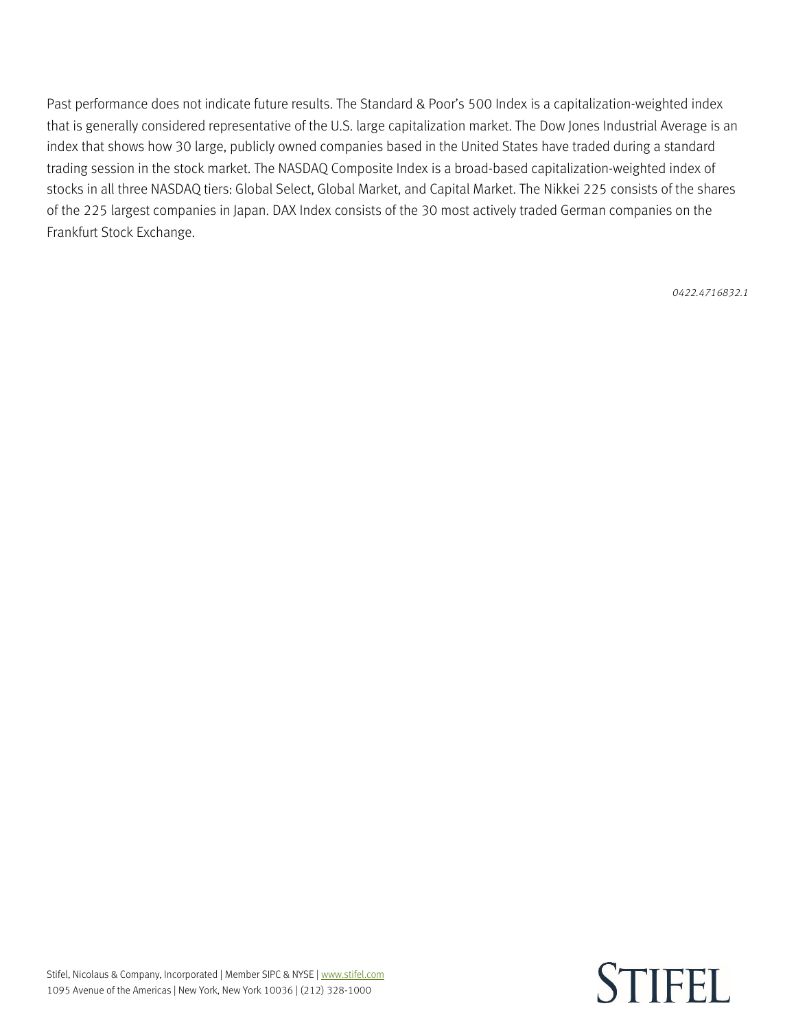Past performance does not indicate future results. The Standard & Poor's 500 Index is a capitalization-weighted index that is generally considered representative of the U.S. large capitalization market. The Dow Jones Industrial Average is an index that shows how 30 large, publicly owned companies based in the United States have traded during a standard trading session in the stock market. The NASDAQ Composite Index is a broad-based capitalization-weighted index of stocks in all three NASDAQ tiers: Global Select, Global Market, and Capital Market. The Nikkei 225 consists of the shares of the 225 largest companies in Japan. DAX Index consists of the 30 most actively traded German companies on the Frankfurt Stock Exchange.

*0422.4716832.1*

Stifel, Nicolaus & Company, Incorporated | Member SIPC & NYSE | www.stifel.com
1095 Avenue of the Americas | New York, New York 10036 | (212) 328-1000

STIFEL